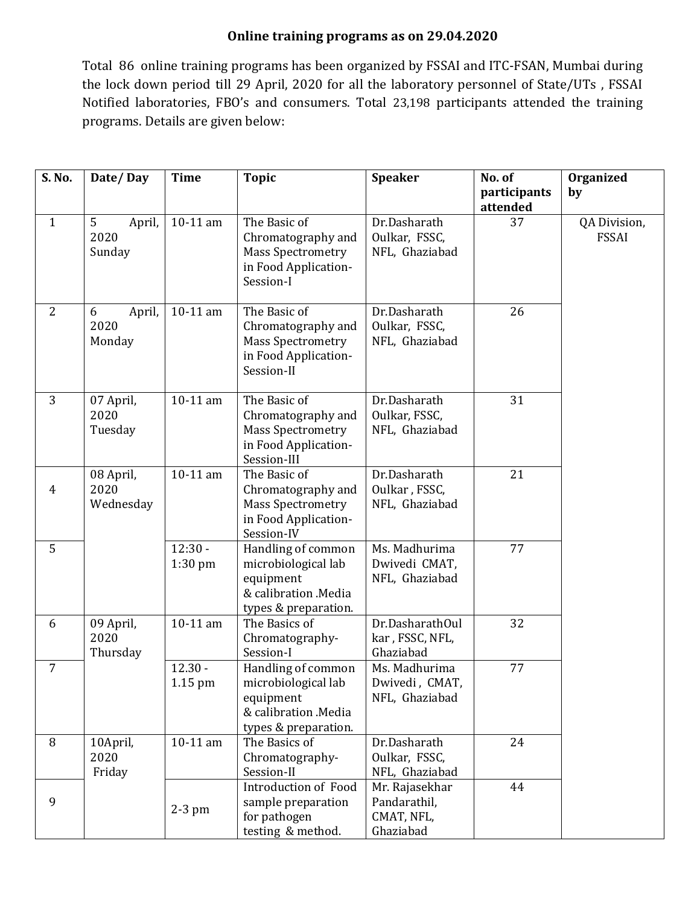**Online training programs as on 29.04.2020**

Total 86 online training programs has been organized by FSSAI and ITC-FSAN, Mumbai during the lock down period till 29 April, 2020 for all the laboratory personnel of State/UTs , FSSAI Notified laboratories, FBO's and consumers. Total 23,198 participants attended the training programs. Details are given below:

| S. No. | Date/ Day | Time | Topic | Speaker | No. of participants attended | Organized by |
|---|---|---|---|---|---|---|
| 1 | 5 April, 2020 Sunday | 10-11 am | The Basic of Chromatography and Mass Spectrometry in Food Application-Session-I | Dr.Dasharath Oulkar, FSSC, NFL, Ghaziabad | 37 | QA Division, FSSAI |
| 2 | 6 April, 2020 Monday | 10-11 am | The Basic of Chromatography and Mass Spectrometry in Food Application-Session-II | Dr.Dasharath Oulkar, FSSC, NFL, Ghaziabad | 26 | |
| 3 | 07 April, 2020 Tuesday | 10-11 am | The Basic of Chromatography and Mass Spectrometry in Food Application-Session-III | Dr.Dasharath Oulkar, FSSC, NFL, Ghaziabad | 31 | |
| 4 | 08 April, 2020 Wednesday | 10-11 am | The Basic of Chromatography and Mass Spectrometry in Food Application-Session-IV | Dr.Dasharath Oulkar , FSSC, NFL, Ghaziabad | 21 | |
| 5 | | 12:30 - 1:30 pm | Handling of common microbiological lab equipment & calibration .Media types & preparation. | Ms. Madhurima Dwivedi CMAT, NFL, Ghaziabad | 77 | |
| 6 | 09 April, 2020 Thursday | 10-11 am | The Basics of Chromatography-Session-I | Dr.DasharathOulkar , FSSC, NFL, Ghaziabad | 32 | |
| 7 | | 12.30 - 1.15 pm | Handling of common microbiological lab equipment & calibration .Media types & preparation. | Ms. Madhurima Dwivedi , CMAT, NFL, Ghaziabad | 77 | |
| 8 | 10April, 2020 Friday | 10-11 am | The Basics of Chromatography-Session-II | Dr.Dasharath Oulkar, FSSC, NFL, Ghaziabad | 24 | |
| 9 | | 2-3 pm | Introduction of Food sample preparation for pathogen testing & method. | Mr. Rajasekhar Pandarathil, CMAT, NFL, Ghaziabad | 44 | |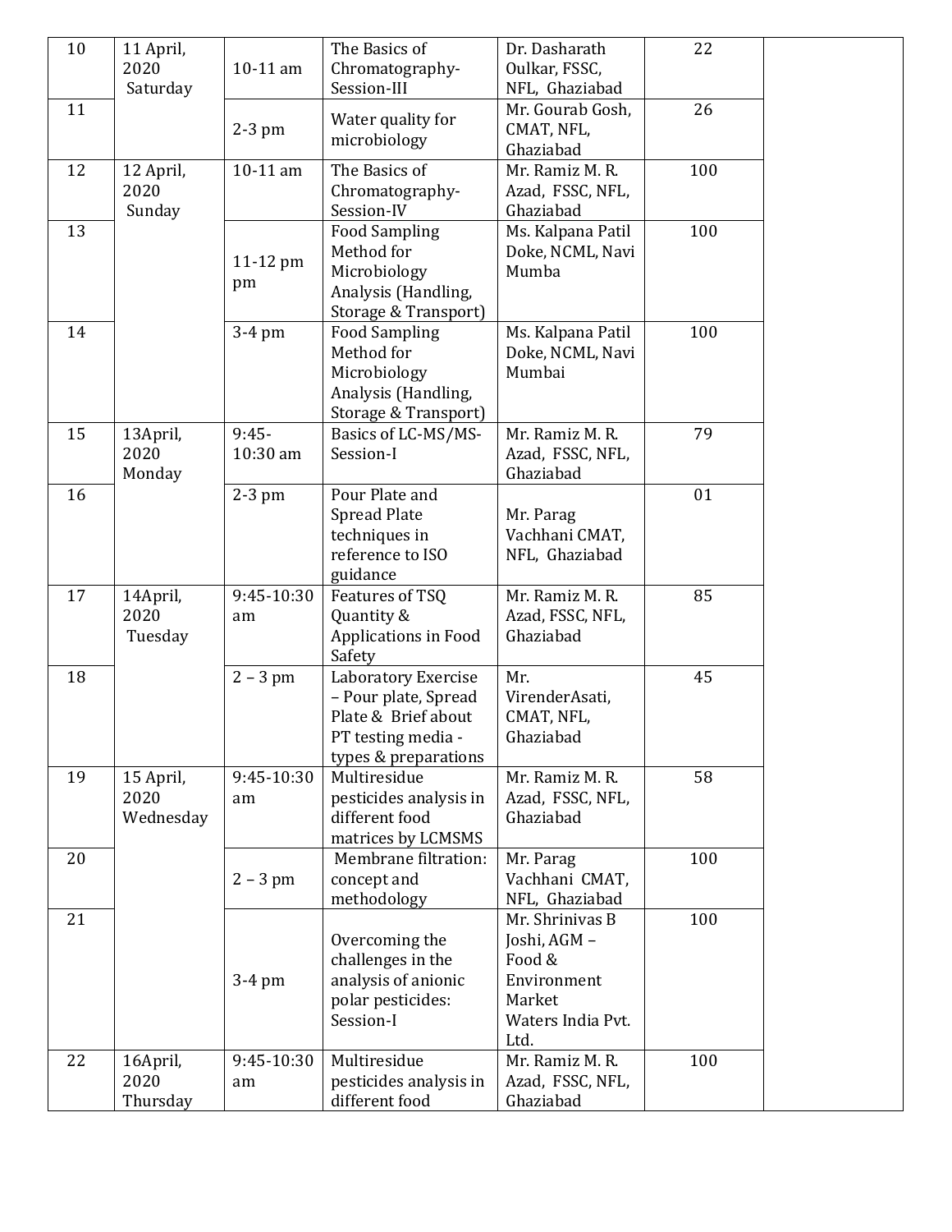| 10 | 11 April, 2020 Saturday | 10-11 am | The Basics of Chromatography-Session-III | Dr. Dasharath Oulkar, FSSC, NFL, Ghaziabad | 22 | |
|---|---|---|---|---|---|---|
| 11 | | 2-3 pm | Water quality for microbiology | Mr. Gourab Gosh, CMAT, NFL, Ghaziabad | 26 | |
| 12 | 12 April, 2020 Sunday | 10-11 am | The Basics of Chromatography-Session-IV | Mr. Ramiz M. R. Azad, FSSC, NFL, Ghaziabad | 100 | |
| 13 | | 11-12 pm pm | Food Sampling Method for Microbiology Analysis (Handling, Storage & Transport) | Ms. Kalpana Patil Doke, NCML, Navi Mumba | 100 | |
| 14 | | 3-4 pm | Food Sampling Method for Microbiology Analysis (Handling, Storage & Transport) | Ms. Kalpana Patil Doke, NCML, Navi Mumbai | 100 | |
| 15 | 13April, 2020 Monday | 9:45-10:30 am | Basics of LC-MS/MS-Session-I | Mr. Ramiz M. R. Azad, FSSC, NFL, Ghaziabad | 79 | |
| 16 | | 2-3 pm | Pour Plate and Spread Plate techniques in reference to ISO guidance | Mr. Parag Vachhani CMAT, NFL, Ghaziabad | 01 | |
| 17 | 14April, 2020 Tuesday | 9:45-10:30 am | Features of TSQ Quantity & Applications in Food Safety | Mr. Ramiz M. R. Azad, FSSC, NFL, Ghaziabad | 85 | |
| 18 | | 2 – 3 pm | Laboratory Exercise – Pour plate, Spread Plate & Brief about PT testing media - types & preparations | Mr. VirenderAsati, CMAT, NFL, Ghaziabad | 45 | |
| 19 | 15 April, 2020 Wednesday | 9:45-10:30 am | Multiresidue pesticides analysis in different food matrices by LCMSMS | Mr. Ramiz M. R. Azad, FSSC, NFL, Ghaziabad | 58 | |
| 20 | | 2 – 3 pm | Membrane filtration: concept and methodology | Mr. Parag Vachhani CMAT, NFL, Ghaziabad | 100 | |
| 21 | | 3-4 pm | Overcoming the challenges in the analysis of anionic polar pesticides: Session-I | Mr. Shrinivas B Joshi, AGM – Food & Environment Market Waters India Pvt. Ltd. | 100 | |
| 22 | 16April, 2020 Thursday | 9:45-10:30 am | Multiresidue pesticides analysis in different food | Mr. Ramiz M. R. Azad, FSSC, NFL, Ghaziabad | 100 | |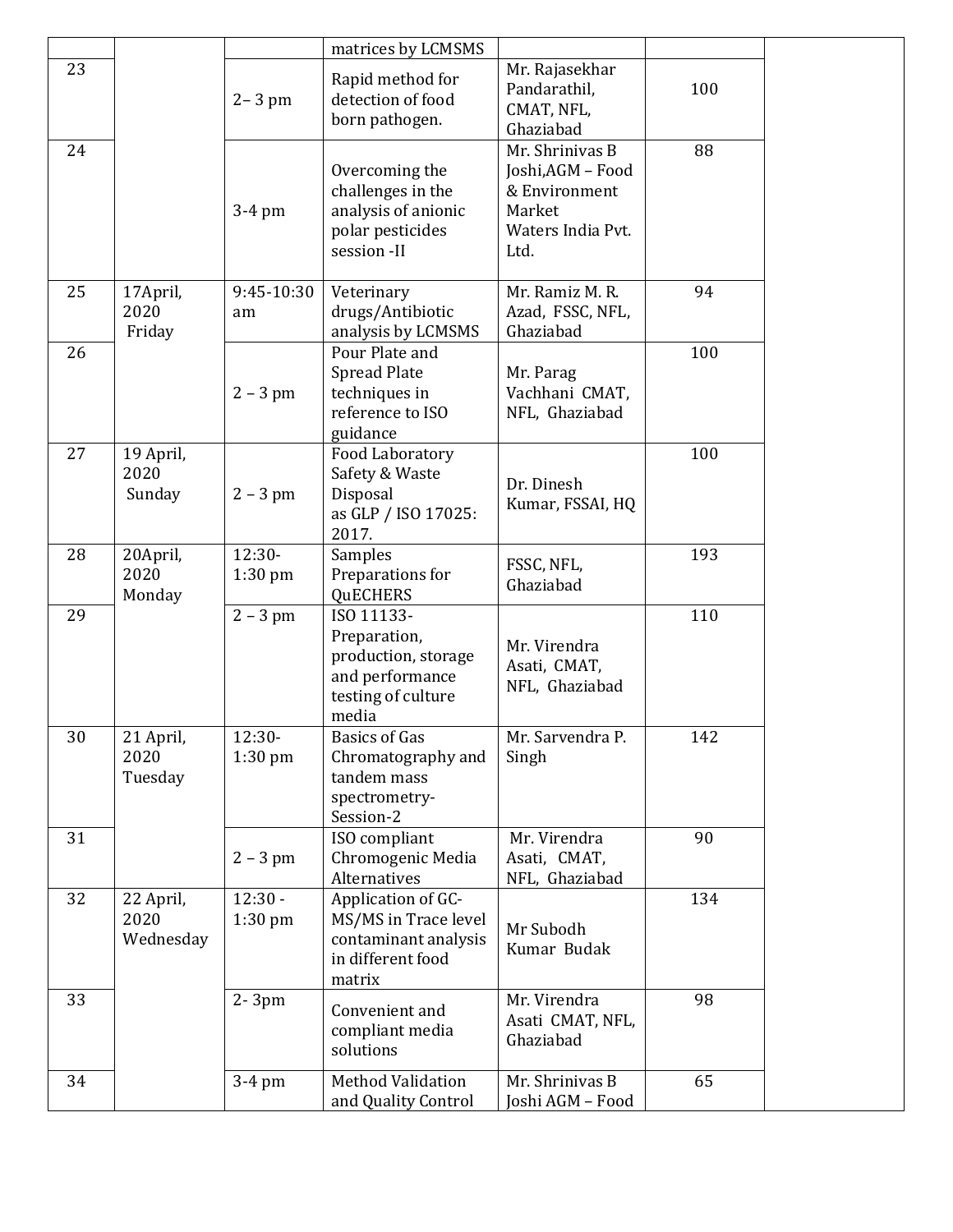| | | | matrices by LCMSMS | | | |
|---|---|---|---|---|---|---|
| 23 | | 2– 3 pm | Rapid method for detection of food born pathogen. | Mr. Rajasekhar Pandarathil, CMAT, NFL, Ghaziabad | 100 | |
| 24 | | 3-4 pm | Overcoming the challenges in the analysis of anionic polar pesticides session -II | Mr. Shrinivas B Joshi,AGM – Food & Environment Market Waters India Pvt. Ltd. | 88 | |
| 25 | 17April, 2020 Friday | 9:45-10:30 am | Veterinary drugs/Antibiotic analysis by LCMSMS | Mr. Ramiz M. R. Azad, FSSC, NFL, Ghaziabad | 94 | |
| 26 | | 2 – 3 pm | Pour Plate and Spread Plate techniques in reference to ISO guidance | Mr. Parag Vachhani CMAT, NFL, Ghaziabad | 100 | |
| 27 | 19 April, 2020 Sunday | 2 – 3 pm | Food Laboratory Safety & Waste Disposal as GLP / ISO 17025: 2017. | Dr. Dinesh Kumar, FSSAI, HQ | 100 | |
| 28 | 20April, 2020 Monday | 12:30-1:30 pm | Samples Preparations for QuECHERS | FSSC, NFL, Ghaziabad | 193 | |
| 29 | | 2 – 3 pm | ISO 11133-Preparation, production, storage and performance testing of culture media | Mr. Virendra Asati, CMAT, NFL, Ghaziabad | 110 | |
| 30 | 21 April, 2020 Tuesday | 12:30-1:30 pm | Basics of Gas Chromatography and tandem mass spectrometry-Session-2 | Mr. Sarvendra P. Singh | 142 | |
| 31 | | 2 – 3 pm | ISO compliant Chromogenic Media Alternatives | Mr. Virendra Asati, CMAT, NFL, Ghaziabad | 90 | |
| 32 | 22 April, 2020 Wednesday | 12:30 - 1:30 pm | Application of GC-MS/MS in Trace level contaminant analysis in different food matrix | Mr Subodh Kumar Budak | 134 | |
| 33 | | 2- 3pm | Convenient and compliant media solutions | Mr. Virendra Asati CMAT, NFL, Ghaziabad | 98 | |
| 34 | | 3-4 pm | Method Validation and Quality Control | Mr. Shrinivas B Joshi AGM – Food | 65 | |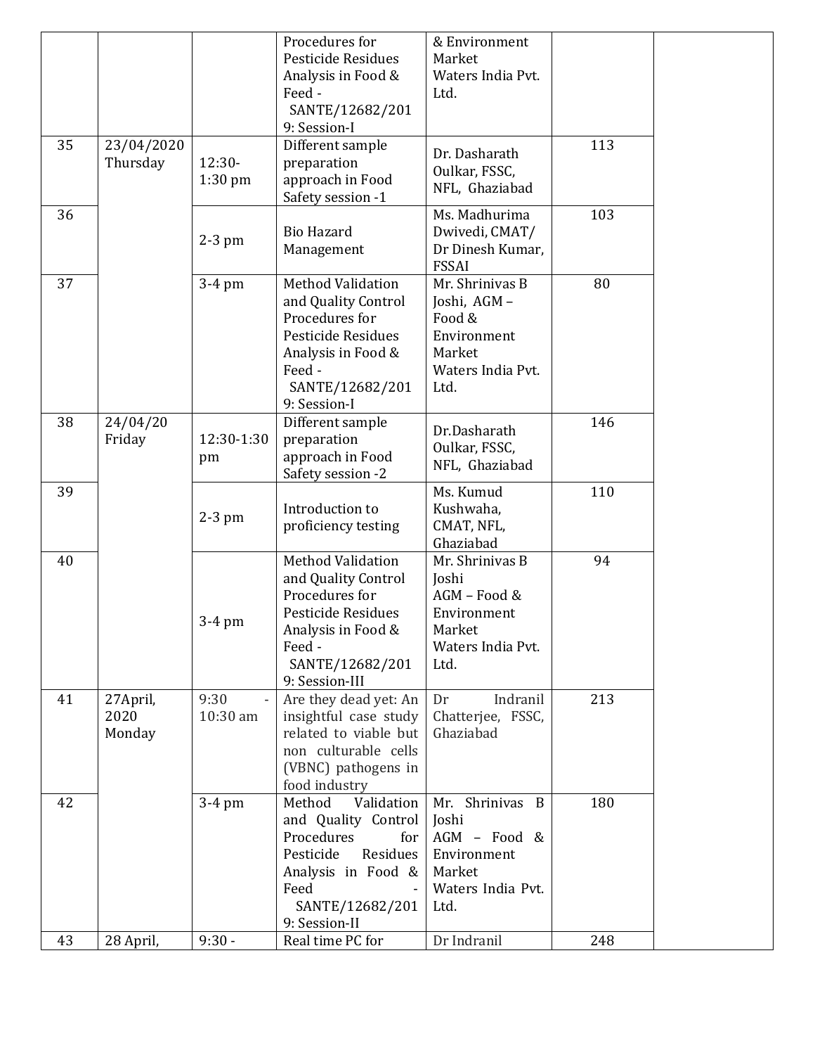| | | | Procedures for Pesticide Residues Analysis in Food & Feed - SANTE/12682/2019: Session-I | & Environment Market Waters India Pvt. Ltd. | | |
|---|---|---|---|---|---|---|
| 35 | 23/04/2020 Thursday | 12:30-1:30 pm | Different sample preparation approach in Food Safety session -1 | Dr. Dasharath Oulkar, FSSC, NFL, Ghaziabad | 113 | |
| 36 | | 2-3 pm | Bio Hazard Management | Ms. Madhurima Dwivedi, CMAT/ Dr Dinesh Kumar, FSSAI | 103 | |
| 37 | | 3-4 pm | Method Validation and Quality Control Procedures for Pesticide Residues Analysis in Food & Feed - SANTE/12682/2019: Session-I | Mr. Shrinivas B Joshi, AGM – Food & Environment Market Waters India Pvt. Ltd. | 80 | |
| 38 | 24/04/20 Friday | 12:30-1:30 pm | Different sample preparation approach in Food Safety session -2 | Dr.Dasharath Oulkar, FSSC, NFL, Ghaziabad | 146 | |
| 39 | | 2-3 pm | Introduction to proficiency testing | Ms. Kumud Kushwaha, CMAT, NFL, Ghaziabad | 110 | |
| 40 | | 3-4 pm | Method Validation and Quality Control Procedures for Pesticide Residues Analysis in Food & Feed - SANTE/12682/2019: Session-III | Mr. Shrinivas B Joshi AGM – Food & Environment Market Waters India Pvt. Ltd. | 94 | |
| 41 | 27April, 2020 Monday | 9:30 - 10:30 am | Are they dead yet: An insightful case study related to viable but non culturable cells (VBNC) pathogens in food industry | Dr Indranil Chatterjee, FSSC, Ghaziabad | 213 | |
| 42 | | 3-4 pm | Method Validation and Quality Control Procedures for Pesticide Residues Analysis in Food & Feed - SANTE/12682/2019: Session-II | Mr. Shrinivas B Joshi AGM – Food & Environment Market Waters India Pvt. Ltd. | 180 | |
| 43 | 28 April, | 9:30 - | Real time PC for | Dr Indranil | 248 | |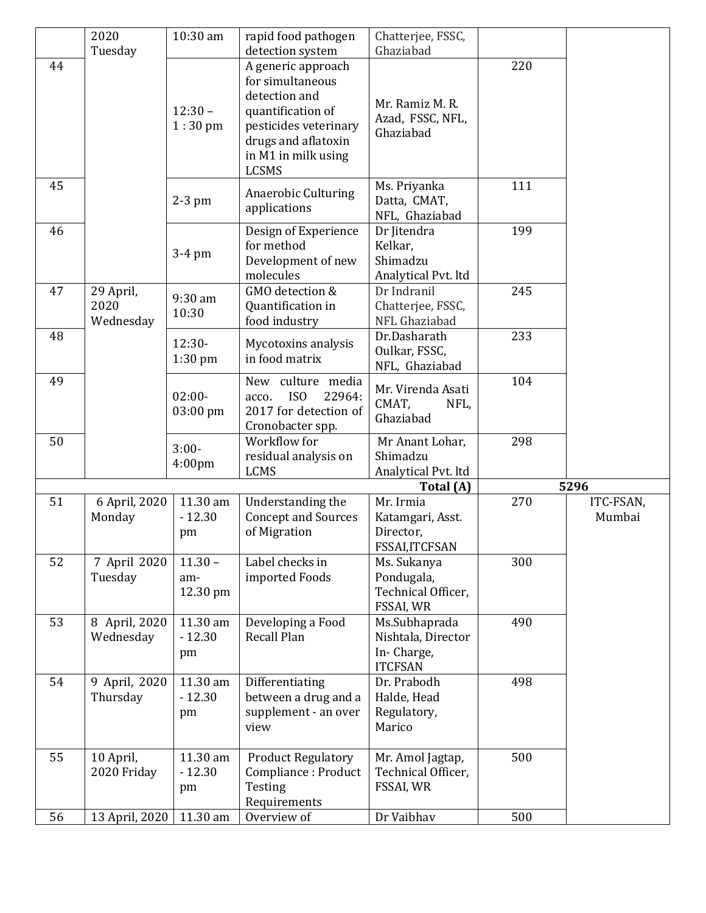| | 2020 Tuesday | 10:30 am | rapid food pathogen detection system | Chatterjee, FSSC, Ghaziabad | | |
|---|---|---|---|---|---|---|
| 44 | | 12:30 – 1 : 30 pm | A generic approach for simultaneous detection and quantification of pesticides veterinary drugs and aflatoxin in M1 in milk using LCSMS | Mr. Ramiz M. R. Azad, FSSC, NFL, Ghaziabad | 220 | |
| 45 | | 2-3 pm | Anaerobic Culturing applications | Ms. Priyanka Datta, CMAT, NFL, Ghaziabad | 111 | |
| 46 | | 3-4 pm | Design of Experience for method Development of new molecules | Dr Jitendra Kelkar, Shimadzu Analytical Pvt. ltd | 199 | |
| 47 | 29 April, 2020 Wednesday | 9:30 am 10:30 | GMO detection & Quantification in food industry | Dr Indranil Chatterjee, FSSC, NFL Ghaziabad | 245 | |
| 48 | | 12:30- 1:30 pm | Mycotoxins analysis in food matrix | Dr.Dasharath Oulkar, FSSC, NFL, Ghaziabad | 233 | |
| 49 | | 02:00- 03:00 pm | New culture media acco. ISO 22964: 2017 for detection of Cronobacter spp. | Mr. Virenda Asati CMAT, NFL, Ghaziabad | 104 | |
| 50 | | 3:00- 4:00pm | Workflow for residual analysis on LCMS | Mr Anant Lohar, Shimadzu Analytical Pvt. ltd | 298 | |
| | | | | **Total (A)** | **5296** | |
| 51 | 6 April, 2020 Monday | 11.30 am - 12.30 pm | Understanding the Concept and Sources of Migration | Mr. Irmia Katamgari, Asst. Director, FSSAI,ITCFSAN | 270 | ITC-FSAN, Mumbai |
| 52 | 7 April 2020 Tuesday | 11.30 – am- 12.30 pm | Label checks in imported Foods | Ms. Sukanya Pondugala, Technical Officer, FSSAI, WR | 300 | |
| 53 | 8 April, 2020 Wednesday | 11.30 am - 12.30 pm | Developing a Food Recall Plan | Ms.Subhaprada Nishtala, Director In- Charge, ITCFSAN | 490 | |
| 54 | 9 April, 2020 Thursday | 11.30 am - 12.30 pm | Differentiating between a drug and a supplement - an over view | Dr. Prabodh Halde, Head Regulatory, Marico | 498 | |
| 55 | 10 April, 2020 Friday | 11.30 am - 12.30 pm | Product Regulatory Compliance : Product Testing Requirements | Mr. Amol Jagtap, Technical Officer, FSSAI, WR | 500 | |
| 56 | 13 April, 2020 | 11.30 am | Overview of | Dr Vaibhav | 500 | |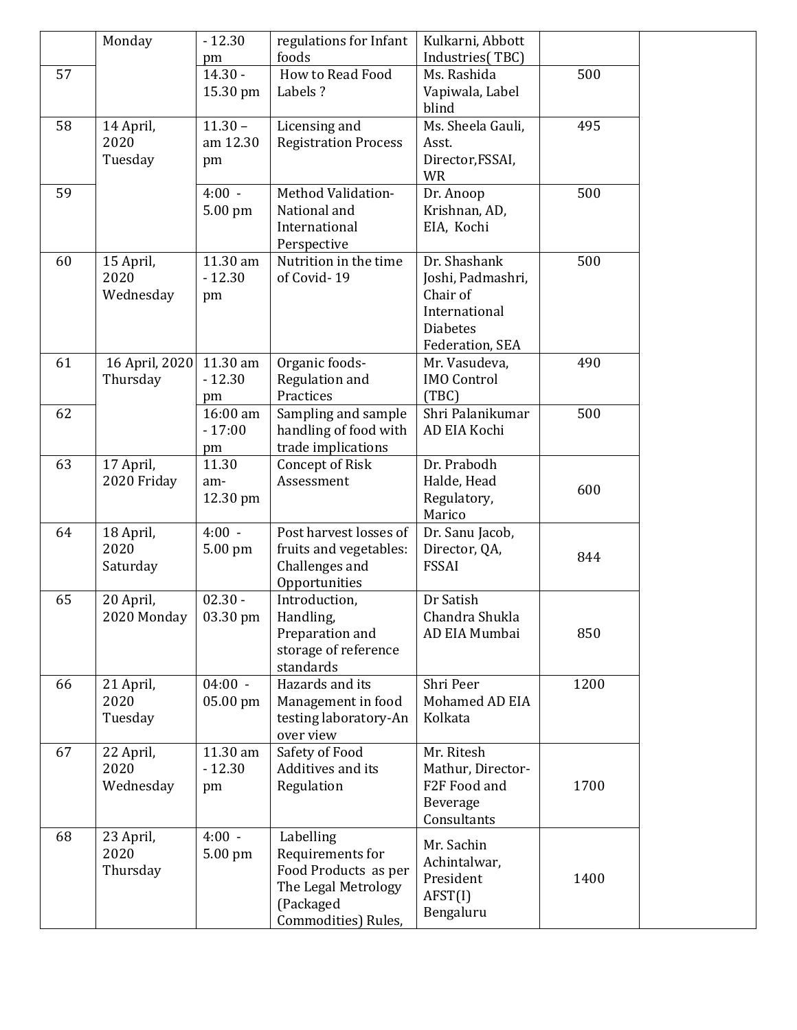| | | | | | | |
|---|---|---|---|---|---|---|
| | Monday | - 12.30 pm | regulations for Infant foods | Kulkarni, Abbott Industries( TBC) | | |
| 57 | | 14.30 - 15.30 pm | How to Read Food Labels ? | Ms. Rashida Vapiwala, Label blind | 500 | |
| 58 | 14 April, 2020 Tuesday | 11.30 – am 12.30 pm | Licensing and Registration Process | Ms. Sheela Gauli, Asst. Director,FSSAI, WR | 495 | |
| 59 | | 4:00 - 5.00 pm | Method Validation- National and International Perspective | Dr. Anoop Krishnan, AD, EIA, Kochi | 500 | |
| 60 | 15 April, 2020 Wednesday | 11.30 am - 12.30 pm | Nutrition in the time of Covid- 19 | Dr. Shashank Joshi, Padmashri, Chair of International Diabetes Federation, SEA | 500 | |
| 61 | 16 April, 2020 Thursday | 11.30 am - 12.30 pm | Organic foods- Regulation and Practices | Mr. Vasudeva, IMO Control (TBC) | 490 | |
| 62 | | 16:00 am - 17:00 pm | Sampling and sample handling of food with trade implications | Shri Palanikumar AD EIA Kochi | 500 | |
| 63 | 17 April, 2020 Friday | 11.30 am- 12.30 pm | Concept of Risk Assessment | Dr. Prabodh Halde, Head Regulatory, Marico | 600 | |
| 64 | 18 April, 2020 Saturday | 4:00 - 5.00 pm | Post harvest losses of fruits and vegetables: Challenges and Opportunities | Dr. Sanu Jacob, Director, QA, FSSAI | 844 | |
| 65 | 20 April, 2020 Monday | 02.30 - 03.30 pm | Introduction, Handling, Preparation and storage of reference standards | Dr Satish Chandra Shukla AD EIA Mumbai | 850 | |
| 66 | 21 April, 2020 Tuesday | 04:00 - 05.00 pm | Hazards and its Management in food testing laboratory-An over view | Shri Peer Mohamed AD EIA Kolkata | 1200 | |
| 67 | 22 April, 2020 Wednesday | 11.30 am - 12.30 pm | Safety of Food Additives and its Regulation | Mr. Ritesh Mathur, Director- F2F Food and Beverage Consultants | 1700 | |
| 68 | 23 April, 2020 Thursday | 4:00 - 5.00 pm | Labelling Requirements for Food Products as per The Legal Metrology (Packaged Commodities) Rules, | Mr. Sachin Achintalwar, President AFST(I) Bengaluru | 1400 | |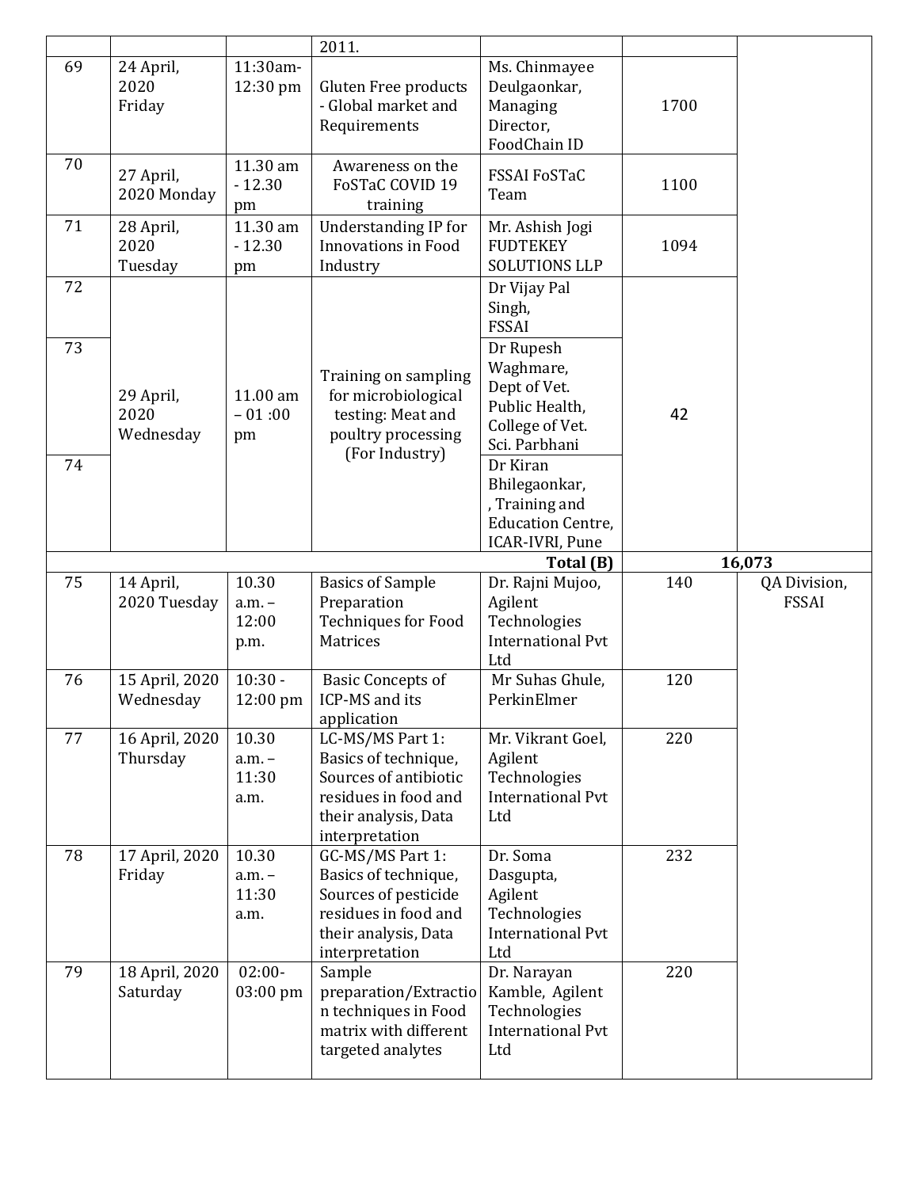| | | | 2011. | | | |
|---|---|---|---|---|---|---|
| 69 | 24 April, 2020 Friday | 11:30am-12:30 pm | Gluten Free products - Global market and Requirements | Ms. Chinmayee Deulgaonkar, Managing Director, FoodChain ID | 1700 | |
| 70 | 27 April, 2020 Monday | 11.30 am - 12.30 pm | Awareness on the FoSTaC COVID 19 training | FSSAI FoSTaC Team | 1100 | |
| 71 | 28 April, 2020 Tuesday | 11.30 am - 12.30 pm | Understanding IP for Innovations in Food Industry | Mr. Ashish Jogi FUDTEKEY SOLUTIONS LLP | 1094 | |
| 72 | 29 April, 2020 Wednesday | 11.00 am – 01 :00 pm | Training on sampling for microbiological testing: Meat and poultry processing (For Industry) | Dr Vijay Pal Singh, FSSAI | 42 | |
| 73 | | | | Dr Rupesh Waghmare, Dept of Vet. Public Health, College of Vet. Sci. Parbhani | | |
| 74 | | | | Dr Kiran Bhilegaonkar, , Training and Education Centre, ICAR-IVRI, Pune | | |
| | | | | **Total (B)** | **16,073** | |
| 75 | 14 April, 2020 Tuesday | 10.30 a.m. – 12:00 p.m. | Basics of Sample Preparation Techniques for Food Matrices | Dr. Rajni Mujoo, Agilent Technologies International Pvt Ltd | 140 | QA Division, FSSAI |
| 76 | 15 April, 2020 Wednesday | 10:30 - 12:00 pm | Basic Concepts of ICP-MS and its application | Mr Suhas Ghule, PerkinElmer | 120 | |
| 77 | 16 April, 2020 Thursday | 10.30 a.m. – 11:30 a.m. | LC-MS/MS Part 1: Basics of technique, Sources of antibiotic residues in food and their analysis, Data interpretation | Mr. Vikrant Goel, Agilent Technologies International Pvt Ltd | 220 | |
| 78 | 17 April, 2020 Friday | 10.30 a.m. – 11:30 a.m. | GC-MS/MS Part 1: Basics of technique, Sources of pesticide residues in food and their analysis, Data interpretation | Dr. Soma Dasgupta, Agilent Technologies International Pvt Ltd | 232 | |
| 79 | 18 April, 2020 Saturday | 02:00-03:00 pm | Sample preparation/Extraction techniques in Food matrix with different targeted analytes | Dr. Narayan Kamble, Agilent Technologies International Pvt Ltd | 220 | |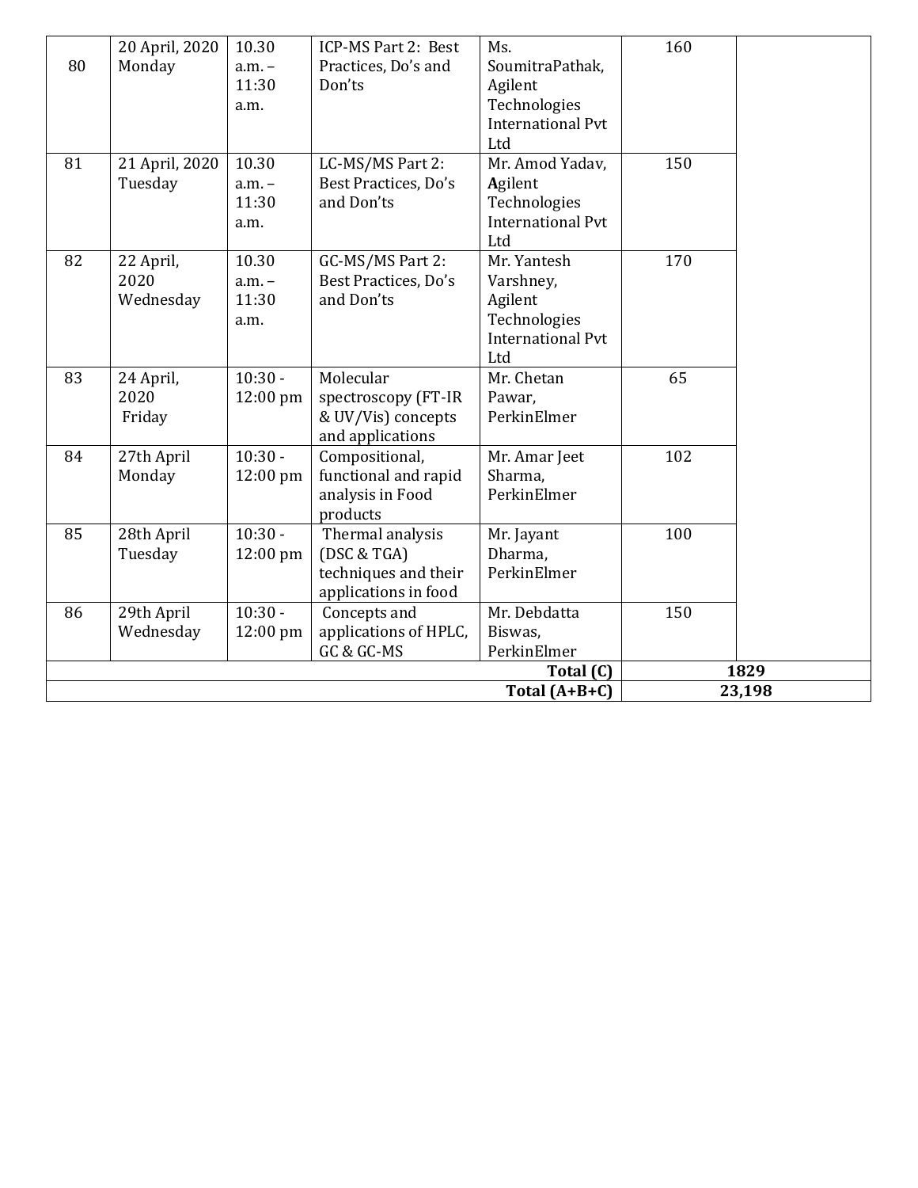| | | | | | | |
|---|---|---|---|---|---|---|
| 80 | 20 April, 2020 Monday | 10.30 a.m. – 11:30 a.m. | ICP-MS Part 2: Best Practices, Do's and Don'ts | Ms. SoumitraPathak, Agilent Technologies International Pvt Ltd | 160 | |
| 81 | 21 April, 2020 Tuesday | 10.30 a.m. – 11:30 a.m. | LC-MS/MS Part 2: Best Practices, Do's and Don'ts | Mr. Amod Yadav, **A**gilent Technologies International Pvt Ltd | 150 | |
| 82 | 22 April, 2020 Wednesday | 10.30 a.m. – 11:30 a.m. | GC-MS/MS Part 2: Best Practices, Do's and Don'ts | Mr. Yantesh Varshney, Agilent Technologies International Pvt Ltd | 170 | |
| 83 | 24 April, 2020 Friday | 10:30 - 12:00 pm | Molecular spectroscopy (FT-IR & UV/Vis) concepts and applications | Mr. Chetan Pawar, PerkinElmer | 65 | |
| 84 | 27th April Monday | 10:30 - 12:00 pm | Compositional, functional and rapid analysis in Food products | Mr. Amar Jeet Sharma, PerkinElmer | 102 | |
| 85 | 28th April Tuesday | 10:30 - 12:00 pm | Thermal analysis (DSC & TGA) techniques and their applications in food | Mr. Jayant Dharma, PerkinElmer | 100 | |
| 86 | 29th April Wednesday | 10:30 - 12:00 pm | Concepts and applications of HPLC, GC & GC-MS | Mr. Debdatta Biswas, PerkinElmer | 150 | |
| | | | | **Total (C)** | **1829** | |
| | | | | **Total (A+B+C)** | **23,198** | |